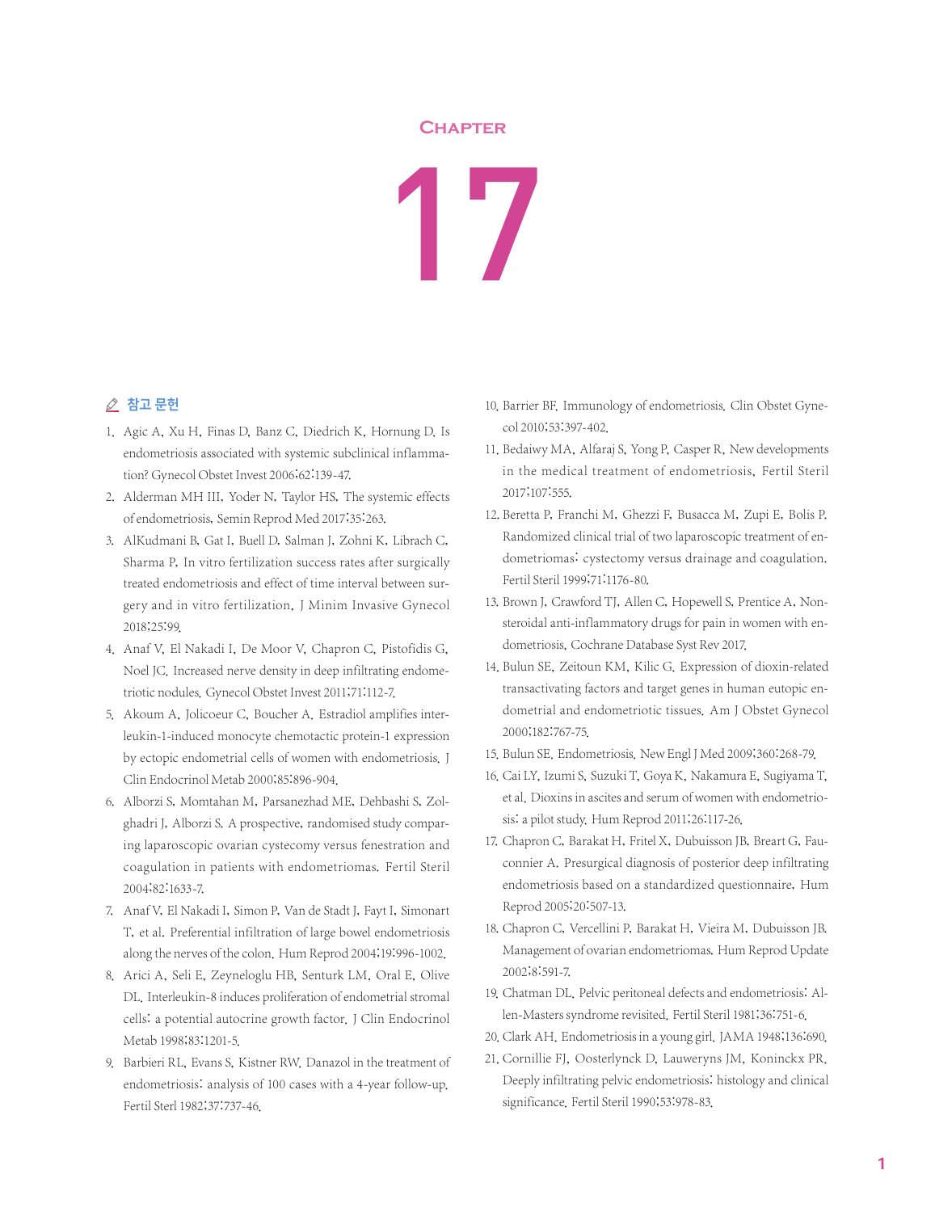# Chapter 17

## 참고 문헌

1. Agic A, Xu H, Finas D, Banz C, Diedrich K, Hornung D. Is endometriosis associated with systemic subclinical inflammation? Gynecol Obstet Invest 2006;62:139-47.
2. Alderman MH III, Yoder N, Taylor HS. The systemic effects of endometriosis. Semin Reprod Med 2017;35:263.
3. AlKudmani B, Gat I, Buell D, Salman J, Zohni K, Librach C, Sharma P. In vitro fertilization success rates after surgically treated endometriosis and effect of time interval between surgery and in vitro fertilization. J Minim Invasive Gynecol 2018;25:99.
4. Anaf V, El Nakadi I, De Moor V, Chapron C, Pistofidis G, Noel JC. Increased nerve density in deep infiltrating endometriotic nodules. Gynecol Obstet Invest 2011;71:112-7.
5. Akoum A, Jolicoeur C, Boucher A. Estradiol amplifies interleukin-1-induced monocyte chemotactic protein-1 expression by ectopic endometrial cells of women with endometriosis. J Clin Endocrinol Metab 2000;85:896-904.
6. Alborzi S, Momtahan M, Parsanezhad ME, Dehbashi S, Zolghadri J, Alborzi S. A prospective, randomised study comparing laparoscopic ovarian cystecomy versus fenestration and coagulation in patients with endometriomas. Fertil Steril 2004;82:1633-7.
7. Anaf V, El Nakadi I, Simon P, Van de Stadt J, Fayt I, Simonart T, et al. Preferential infiltration of large bowel endometriosis along the nerves of the colon. Hum Reprod 2004;19:996-1002.
8. Arici A, Seli E, Zeyneloglu HB, Senturk LM, Oral E, Olive DL. Interleukin-8 induces proliferation of endometrial stromal cells: a potential autocrine growth factor. J Clin Endocrinol Metab 1998;83:1201-5.
9. Barbieri RL, Evans S, Kistner RW. Danazol in the treatment of endometriosis: analysis of 100 cases with a 4-year follow-up. Fertil Steril 1982;37:737-46.
10. Barrier BF. Immunology of endometriosis. Clin Obstet Gynecol 2010;53:397-402.
11. Bedaiwy MA, Alfaraj S, Yong P, Casper R. New developments in the medical treatment of endometriosis. Fertil Steril 2017;107:555.
12. Beretta P, Franchi M, Ghezzi F, Busacca M, Zupi E, Bolis P. Randomized clinical trial of two laparoscopic treatment of endometriomas: cystectomy versus drainage and coagulation. Fertil Steril 1999;71:1176-80.
13. Brown J, Crawford TJ, Allen C, Hopewell S, Prentice A. Nonsteroidal anti-inflammatory drugs for pain in women with endometriosis. Cochrane Database Syst Rev 2017.
14. Bulun SE, Zeitoun KM, Kilic G. Expression of dioxin-related transactivating factors and target genes in human eutopic endometrial and endometriotic tissues. Am J Obstet Gynecol 2000;182:767-75.
15. Bulun SE. Endometriosis. New Engl J Med 2009;360:268-79.
16. Cai LY, Izumi S, Suzuki T, Goya K, Nakamura E, Sugiyama T, et al. Dioxins in ascites and serum of women with endometriosis: a pilot study. Hum Reprod 2011;26:117-26.
17. Chapron C, Barakat H, Fritel X, Dubuisson JB, Breart G, Fauconnier A. Presurgical diagnosis of posterior deep infiltrating endometriosis based on a standardized questionnaire. Hum Reprod 2005;20:507-13.
18. Chapron C, Vercellini P, Barakat H, Vieira M, Dubuisson JB. Management of ovarian endometriomas. Hum Reprod Update 2002;8:591-7.
19. Chatman DL. Pelvic peritoneal defects and endometriosis: Allen-Masters syndrome revisited. Fertil Steril 1981;36:751-6.
20. Clark AH. Endometriosis in a young girl. JAMA 1948;136:690.
21. Cornillie FJ, Oosterlynck D, Lauweryns JM, Koninckx PR. Deeply infiltrating pelvic endometriosis: histology and clinical significance. Fertil Steril 1990;53:978-83.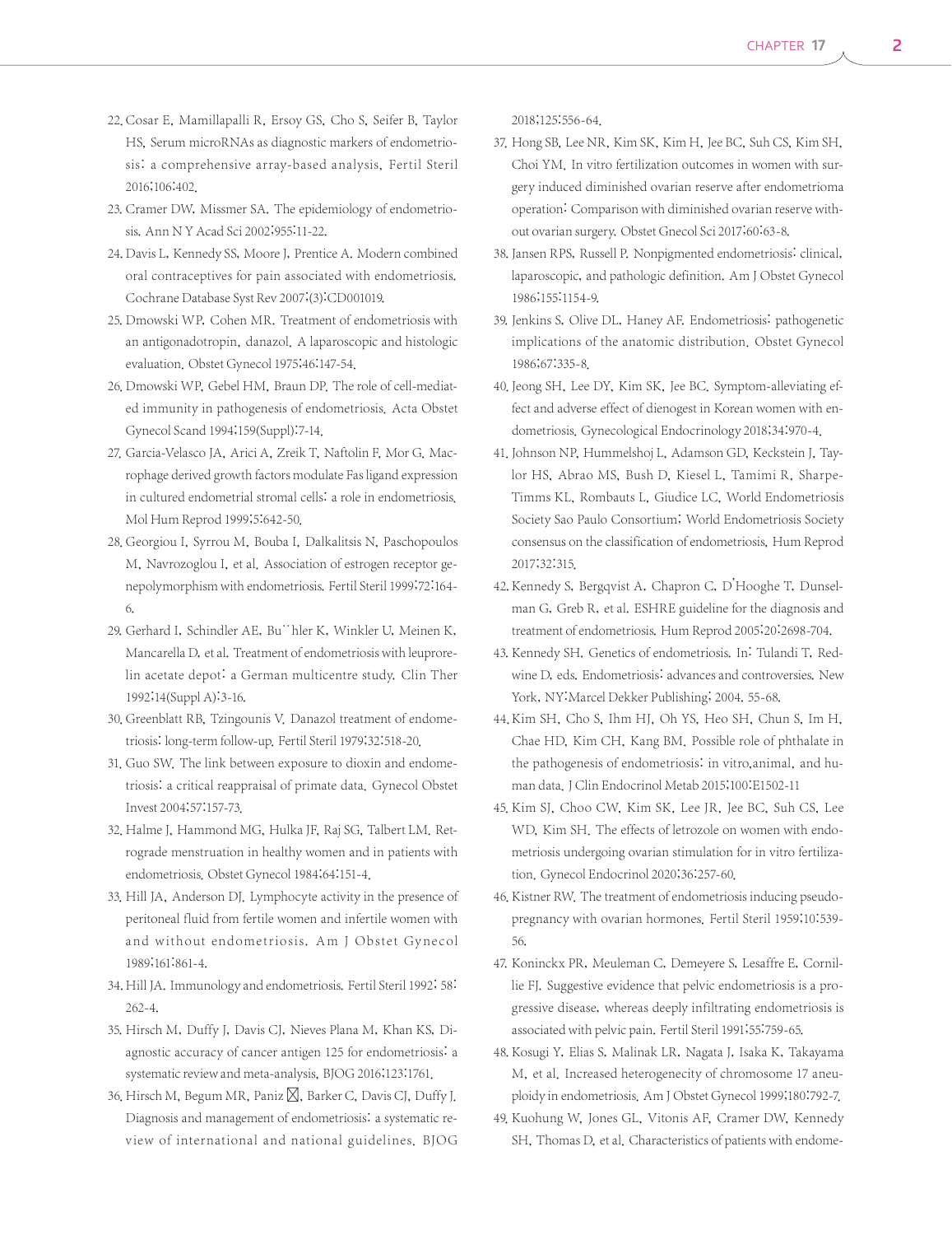22. Cosar E, Mamillapalli R, Ersoy GS, Cho S, Seifer B, Taylor HS. Serum microRNAs as diagnostic markers of endometriosis: a comprehensive array-based analysis. Fertil Steril 2016;106:402.
23. Cramer DW, Missmer SA. The epidemiology of endometriosis. Ann N Y Acad Sci 2002;955:11-22.
24. Davis L, Kennedy SS, Moore J, Prentice A. Modern combined oral contraceptives for pain associated with endometriosis. Cochrane Database Syst Rev 2007;(3):CD001019.
25. Dmowski WP, Cohen MR. Treatment of endometriosis with an antigonadotropin, danazol. A laparoscopic and histologic evaluation. Obstet Gynecol 1975;46:147-54.
26. Dmowski WP, Gebel HM, Braun DP. The role of cell-mediated immunity in pathogenesis of endometriosis. Acta Obstet Gynecol Scand 1994;159(Suppl):7-14.
27. Garcia-Velasco JA, Arici A, Zreik T, Naftolin F, Mor G. Macrophage derived growth factors modulate Fas ligand expression in cultured endometrial stromal cells: a role in endometriosis. Mol Hum Reprod 1999;5:642-50.
28. Georgiou I, Syrrou M, Bouba I, Dalkalitsis N, Paschopoulos M, Navrozoglou I, et al. Association of estrogen receptor genepolymorphism with endometriosis. Fertil Steril 1999;72:164-6.
29. Gerhard I, Schindler AE, Bu¨hler K, Winkler U, Meinen K, Mancarella D, et al. Treatment of endometriosis with leuprorelin acetate depot: a German multicentre study. Clin Ther 1992;14(Suppl A):3-16.
30. Greenblatt RB, Tzingounis V. Danazol treatment of endometriosis: long-term follow-up. Fertil Steril 1979;32:518-20.
31. Guo SW. The link between exposure to dioxin and endometriosis: a critical reappraisal of primate data. Gynecol Obstet Invest 2004;57:157-73.
32. Halme J, Hammond MG, Hulka JF, Raj SG, Talbert LM. Retrograde menstruation in healthy women and in patients with endometriosis. Obstet Gynecol 1984;64:151-4.
33. Hill JA, Anderson DJ. Lymphocyte activity in the presence of peritoneal fluid from fertile women and infertile women with and without endometriosis. Am J Obstet Gynecol 1989;161:861-4.
34. Hill JA. Immunology and endometriosis. Fertil Steril 1992; 58: 262-4.
35. Hirsch M, Duffy J, Davis CJ, Nieves Plana M, Khan KS. Diagnostic accuracy of cancer antigen 125 for endometriosis: a systematic review and meta-analysis. BJOG 2016;123:1761.
36. Hirsch M, Begum MR, Paniz ☒, Barker C, Davis CJ, Duffy J. Diagnosis and management of endometriosis: a systematic review of international and national guidelines. BJOG 2018;125:556-64.
37. Hong SB, Lee NR, Kim SK, Kim H, Jee BC, Suh CS, Kim SH, Choi YM. In vitro fertilization outcomes in women with surgery induced diminished ovarian reserve after endometrioma operation: Comparison with diminished ovarian reserve without ovarian surgery. Obstet Gnecol Sci 2017;60:63-8.
38. Jansen RPS, Russell P. Nonpigmented endometriosis: clinical, laparoscopic, and pathologic definition. Am J Obstet Gynecol 1986;155:1154-9.
39. Jenkins S, Olive DL, Haney AF. Endometriosis: pathogenetic implications of the anatomic distribution. Obstet Gynecol 1986;67:335-8.
40. Jeong SH, Lee DY, Kim SK, Jee BC. Symptom-alleviating effect and adverse effect of dienogest in Korean women with endometriosis. Gynecological Endocrinology 2018;34:970-4.
41. Johnson NP, Hummelshoj L, Adamson GD, Keckstein J, Taylor HS, Abrao MS, Bush D, Kiesel L, Tamimi R, Sharpe-Timms KL, Rombauts L, Giudice LC, World Endometriosis Society Sao Paulo Consortium; World Endometriosis Society consensus on the classification of endometriosis. Hum Reprod 2017;32:315.
42. Kennedy S, Bergqvist A, Chapron C, D'Hooghe T, Dunselman G, Greb R, et al. ESHRE guideline for the diagnosis and treatment of endometriosis. Hum Reprod 2005;20:2698-704.
43. Kennedy SH. Genetics of endometriosis. In: Tulandi T, Redwine D, eds. Endometriosis: advances and controversies. New York, NY:Marcel Dekker Publishing; 2004. 55-68.
44. Kim SH, Cho S, Ihm HJ, Oh YS, Heo SH, Chun S, Im H, Chae HD, Kim CH, Kang BM. Possible role of phthalate in the pathogenesis of endometriosis: in vitro,animal, and human data. J Clin Endocrinol Metab 2015;100:E1502-11
45. Kim SJ, Choo CW, Kim SK, Lee JR, Jee BC, Suh CS, Lee WD, Kim SH. The effects of letrozole on women with endometriosis undergoing ovarian stimulation for in vitro fertilization. Gynecol Endocrinol 2020;36:257-60.
46. Kistner RW. The treatment of endometriosis inducing pseudopregnancy with ovarian hormones. Fertil Steril 1959;10:539-56.
47. Koninckx PR, Meuleman C, Demeyere S, Lesaffre E, Cornillie FJ. Suggestive evidence that pelvic endometriosis is a progressive disease, whereas deeply infiltrating endometriosis is associated with pelvic pain. Fertil Steril 1991;55:759-65.
48. Kosugi Y, Elias S, Malinak LR, Nagata J, Isaka K, Takayama M, et al. Increased heterogenecity of chromosome 17 aneuploidy in endometriosis. Am J Obstet Gynecol 1999;180:792-7.
49. Kuohung W, Jones GL, Vitonis AF, Cramer DW, Kennedy SH, Thomas D, et al. Characteristics of patients with endome-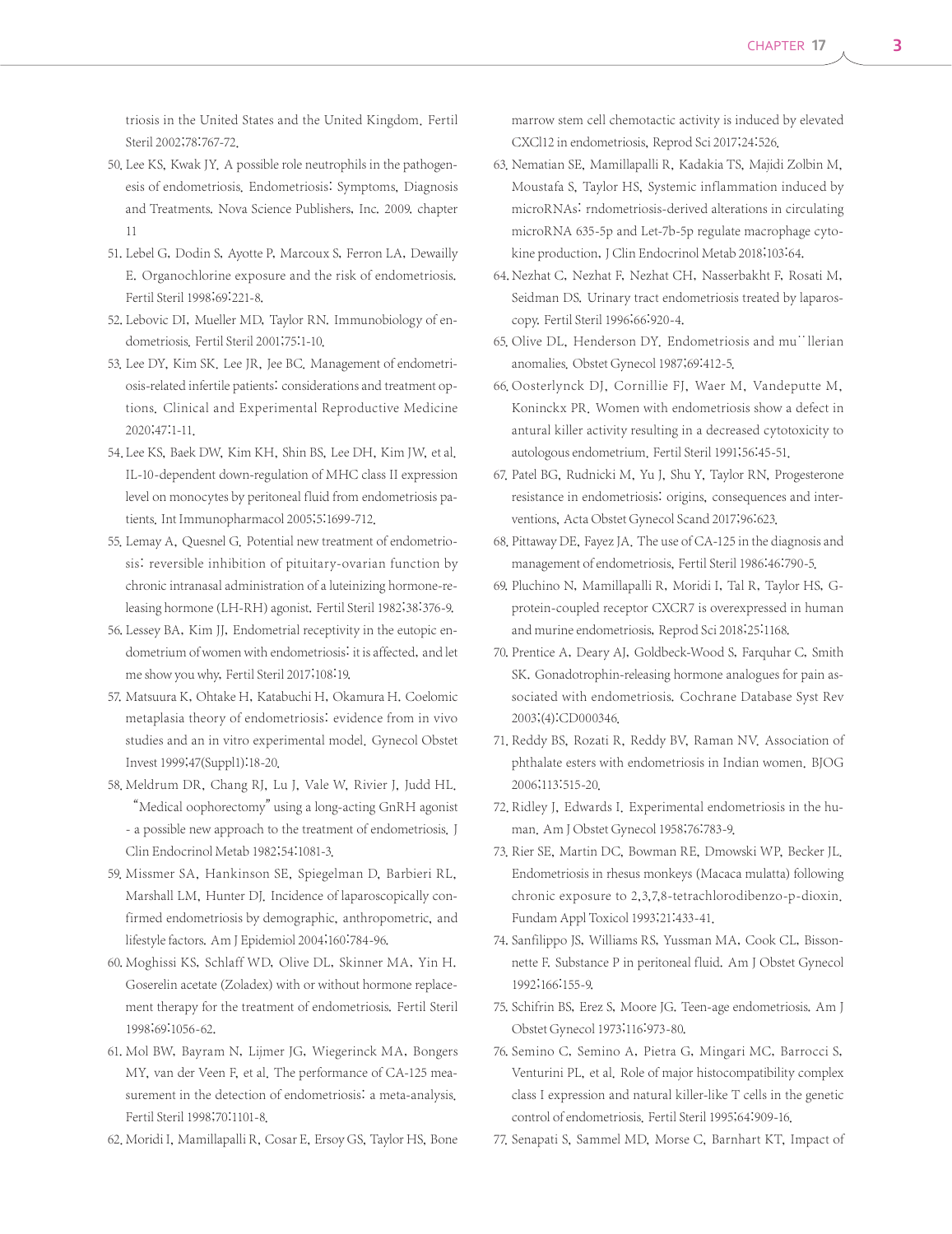triosis in the United States and the United Kingdom. Fertil Steril 2002;78:767-72.

50. Lee KS, Kwak JY. A possible role neutrophils in the pathogenesis of endometriosis. Endometriosis: Symptoms, Diagnosis and Treatments. Nova Science Publishers, Inc. 2009. chapter 11
51. Lebel G, Dodin S, Ayotte P, Marcoux S, Ferron LA, Dewailly E. Organochlorine exposure and the risk of endometriosis. Fertil Steril 1998;69:221-8.
52. Lebovic DI, Mueller MD, Taylor RN. Immunobiology of endometriosis. Fertil Steril 2001;75:1-10.
53. Lee DY, Kim SK, Lee JR, Jee BC. Management of endometriosis-related infertile patients: considerations and treatment options. Clinical and Experimental Reproductive Medicine 2020;47:1-11.
54. Lee KS, Baek DW, Kim KH, Shin BS, Lee DH, Kim JW, et al. IL-10-dependent down-regulation of MHC class II expression level on monocytes by peritoneal fluid from endometriosis patients. Int Immunopharmacol 2005;5:1699-712.
55. Lemay A, Quesnel G. Potential new treatment of endometriosis: reversible inhibition of pituitary-ovarian function by chronic intranasal administration of a luteinizing hormone-releasing hormone (LH-RH) agonist. Fertil Steril 1982;38:376-9.
56. Lessey BA, Kim JJ. Endometrial receptivity in the eutopic endometrium of women with endometriosis: it is affected, and let me show you why. Fertil Steril 2017;108:19.
57. Matsuura K, Ohtake H, Katabuchi H, Okamura H. Coelomic metaplasia theory of endometriosis: evidence from in vivo studies and an in vitro experimental model. Gynecol Obstet Invest 1999;47(Suppl1):18-20.
58. Meldrum DR, Chang RJ, Lu J, Vale W, Rivier J, Judd HL. "Medical oophorectomy" using a long-acting GnRH agonist - a possible new approach to the treatment of endometriosis. J Clin Endocrinol Metab 1982;54:1081-3.
59. Missmer SA, Hankinson SE, Spiegelman D, Barbieri RL, Marshall LM, Hunter DJ. Incidence of laparoscopically confirmed endometriosis by demographic, anthropometric, and lifestyle factors. Am J Epidemiol 2004;160:784-96.
60. Moghissi KS, Schlaff WD, Olive DL, Skinner MA, Yin H. Goserelin acetate (Zoladex) with or without hormone replacement therapy for the treatment of endometriosis. Fertil Steril 1998;69:1056-62.
61. Mol BW, Bayram N, Lijmer JG, Wiegerinck MA, Bongers MY, van der Veen F, et al. The performance of CA-125 measurement in the detection of endometriosis: a meta-analysis. Fertil Steril 1998;70:1101-8.
62. Moridi I, Mamillapalli R, Cosar E, Ersoy GS, Taylor HS. Bone marrow stem cell chemotactic activity is induced by elevated CXCl12 in endometriosis. Reprod Sci 2017;24:526.
63. Nematian SE, Mamillapalli R, Kadakia TS, Majidi Zolbin M, Moustafa S, Taylor HS. Systemic inflammation induced by microRNAs: rndometriosis-derived alterations in circulating microRNA 635-5p and Let-7b-5p regulate macrophage cytokine production. J Clin Endocrinol Metab 2018;103:64.
64. Nezhat C, Nezhat F, Nezhat CH, Nasserbakht F, Rosati M, Seidman DS. Urinary tract endometriosis treated by laparoscopy. Fertil Steril 1996;66:920-4.
65. Olive DL, Henderson DY. Endometriosis and mu¨llerian anomalies. Obstet Gynecol 1987;69:412-5.
66. Oosterlynck DJ, Cornillie FJ, Waer M, Vandeputte M, Koninckx PR. Women with endometriosis show a defect in antural killer activity resulting in a decreased cytotoxicity to autologous endometrium. Fertil Steril 1991;56:45-51.
67. Patel BG, Rudnicki M, Yu J, Shu Y, Taylor RN. Progesterone resistance in endometriosis: origins, consequences and interventions. Acta Obstet Gynecol Scand 2017;96:623.
68. Pittaway DE, Fayez JA. The use of CA-125 in the diagnosis and management of endometriosis. Fertil Steril 1986;46:790-5.
69. Pluchino N, Mamillapalli R, Moridi I, Tal R, Taylor HS. G-protein-coupled receptor CXCR7 is overexpressed in human and murine endometriosis. Reprod Sci 2018;25:1168.
70. Prentice A, Deary AJ, Goldbeck-Wood S, Farquhar C, Smith SK. Gonadotrophin-releasing hormone analogues for pain associated with endometriosis. Cochrane Database Syst Rev 2003;(4):CD000346.
71. Reddy BS, Rozati R, Reddy BV, Raman NV. Association of phthalate esters with endometriosis in Indian women. BJOG 2006;113:515-20.
72. Ridley J, Edwards I. Experimental endometriosis in the human. Am J Obstet Gynecol 1958;76:783-9.
73. Rier SE, Martin DC, Bowman RE, Dmowski WP, Becker JL. Endometriosis in rhesus monkeys (Macaca mulatta) following chronic exposure to 2,3,7,8-tetrachlorodibenzo-p-dioxin. Fundam Appl Toxicol 1993;21:433-41.
74. Sanfilippo JS, Williams RS, Yussman MA, Cook CL, Bissonnette F. Substance P in peritoneal fluid. Am J Obstet Gynecol 1992;166:155-9.
75. Schifrin BS, Erez S, Moore JG. Teen-age endometriosis. Am J Obstet Gynecol 1973;116:973-80.
76. Semino C, Semino A, Pietra G, Mingari MC, Barrocci S, Venturini PL, et al. Role of major histocompatibility complex class I expression and natural killer-like T cells in the genetic control of endometriosis. Fertil Steril 1995;64:909-16.
77. Senapati S, Sammel MD, Morse C, Barnhart KT. Impact of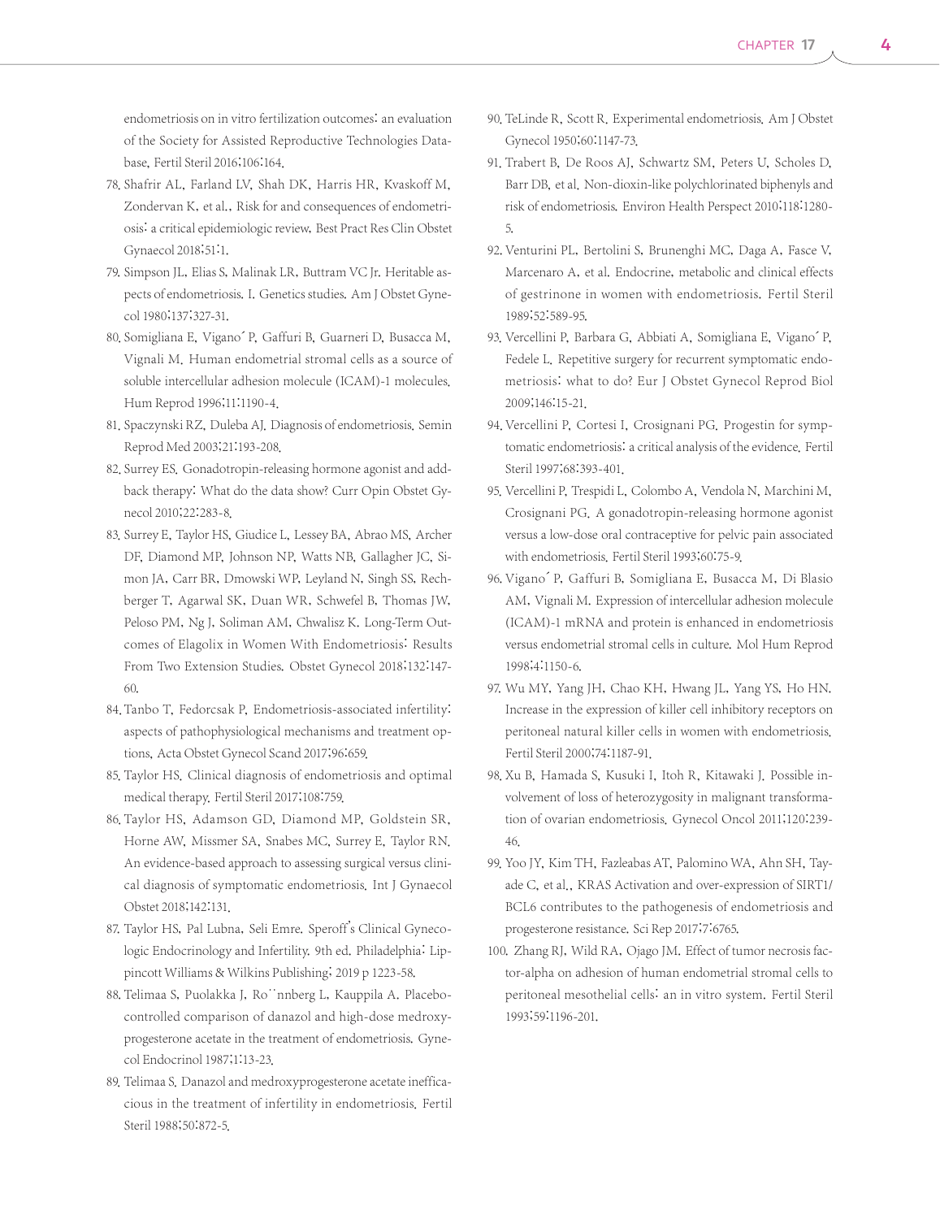endometriosis on in vitro fertilization outcomes: an evaluation of the Society for Assisted Reproductive Technologies Database. Fertil Steril 2016;106:164.

78. Shafrir AL, Farland LV, Shah DK, Harris HR, Kvaskoff M, Zondervan K, et al., Risk for and consequences of endometriosis: a critical epidemiologic review. Best Pract Res Clin Obstet Gynaecol 2018;51:1.
79. Simpson JL, Elias S, Malinak LR, Buttram VC Jr. Heritable aspects of endometriosis. I. Genetics studies. Am J Obstet Gynecol 1980;137:327-31.
80. Somigliana E, Vigano´ P, Gaffuri B, Guarneri D, Busacca M, Vignali M. Human endometrial stromal cells as a source of soluble intercellular adhesion molecule (ICAM)-1 molecules. Hum Reprod 1996;11:1190-4.
81. Spaczynski RZ, Duleba AJ. Diagnosis of endometriosis. Semin Reprod Med 2003;21:193-208.
82. Surrey ES. Gonadotropin-releasing hormone agonist and add-back therapy: What do the data show? Curr Opin Obstet Gynecol 2010;22:283-8.
83. Surrey E, Taylor HS, Giudice L, Lessey BA, Abrao MS, Archer DF, Diamond MP, Johnson NP, Watts NB, Gallagher JC, Simon JA, Carr BR, Dmowski WP, Leyland N, Singh SS, Rechberger T, Agarwal SK, Duan WR, Schwefel B, Thomas JW, Peloso PM, Ng J, Soliman AM, Chwalisz K. Long-Term Outcomes of Elagolix in Women With Endometriosis: Results From Two Extension Studies. Obstet Gynecol 2018;132:147-60.
84. Tanbo T, Fedorcsak P. Endometriosis-associated infertility: aspects of pathophysiological mechanisms and treatment options. Acta Obstet Gynecol Scand 2017;96:659.
85. Taylor HS. Clinical diagnosis of endometriosis and optimal medical therapy. Fertil Steril 2017;108:759.
86. Taylor HS, Adamson GD, Diamond MP, Goldstein SR, Horne AW, Missmer SA, Snabes MC, Surrey E, Taylor RN. An evidence-based approach to assessing surgical versus clinical diagnosis of symptomatic endometriosis. Int J Gynaecol Obstet 2018;142:131.
87. Taylor HS, Pal Lubna, Seli Emre. Speroff's Clinical Gynecologic Endocrinology and Infertility. 9th ed. Philadelphia: Lippincott Williams & Wilkins Publishing; 2019 p 1223-58.
88. Telimaa S, Puolakka J, Ro¨nnberg L, Kauppila A. Placebo-controlled comparison of danazol and high-dose medroxyprogesterone acetate in the treatment of endometriosis. Gynecol Endocrinol 1987;1:13-23.
89. Telimaa S. Danazol and medroxyprogesterone acetate inefficacious in the treatment of infertility in endometriosis. Fertil Steril 1988;50:872-5.
90. TeLinde R, Scott R. Experimental endometriosis. Am J Obstet Gynecol 1950;60:1147-73.
91. Trabert B, De Roos AJ, Schwartz SM, Peters U, Scholes D, Barr DB, et al. Non-dioxin-like polychlorinated biphenyls and risk of endometriosis. Environ Health Perspect 2010;118:1280-5.
92. Venturini PL, Bertolini S, Brunenghi MC, Daga A, Fasce V, Marcenaro A, et al. Endocrine, metabolic and clinical effects of gestrinone in women with endometriosis. Fertil Steril 1989;52:589-95.
93. Vercellini P, Barbara G, Abbiati A, Somigliana E, Vigano´ P, Fedele L. Repetitive surgery for recurrent symptomatic endometriosis: what to do? Eur J Obstet Gynecol Reprod Biol 2009;146:15-21.
94. Vercellini P, Cortesi I, Crosignani PG. Progestin for symptomatic endometriosis: a critical analysis of the evidence. Fertil Steril 1997;68:393-401.
95. Vercellini P, Trespidi L, Colombo A, Vendola N, Marchini M, Crosignani PG. A gonadotropin-releasing hormone agonist versus a low-dose oral contraceptive for pelvic pain associated with endometriosis. Fertil Steril 1993;60:75-9.
96. Vigano´ P, Gaffuri B, Somigliana E, Busacca M, Di Blasio AM, Vignali M. Expression of intercellular adhesion molecule (ICAM)-1 mRNA and protein is enhanced in endometriosis versus endometrial stromal cells in culture. Mol Hum Reprod 1998;4:1150-6.
97. Wu MY, Yang JH, Chao KH, Hwang JL, Yang YS, Ho HN. Increase in the expression of killer cell inhibitory receptors on peritoneal natural killer cells in women with endometriosis. Fertil Steril 2000;74:1187-91.
98. Xu B, Hamada S, Kusuki I, Itoh R, Kitawaki J. Possible involvement of loss of heterozygosity in malignant transformation of ovarian endometriosis. Gynecol Oncol 2011;120:239-46.
99. Yoo JY, Kim TH, Fazleabas AT, Palomino WA, Ahn SH, Tayade C, et al., KRAS Activation and over-expression of SIRT1/BCL6 contributes to the pathogenesis of endometriosis and progesterone resistance. Sci Rep 2017;7:6765.
100. Zhang RJ, Wild RA, Ojago JM. Effect of tumor necrosis factor-alpha on adhesion of human endometrial stromal cells to peritoneal mesothelial cells: an in vitro system. Fertil Steril 1993;59:1196-201.